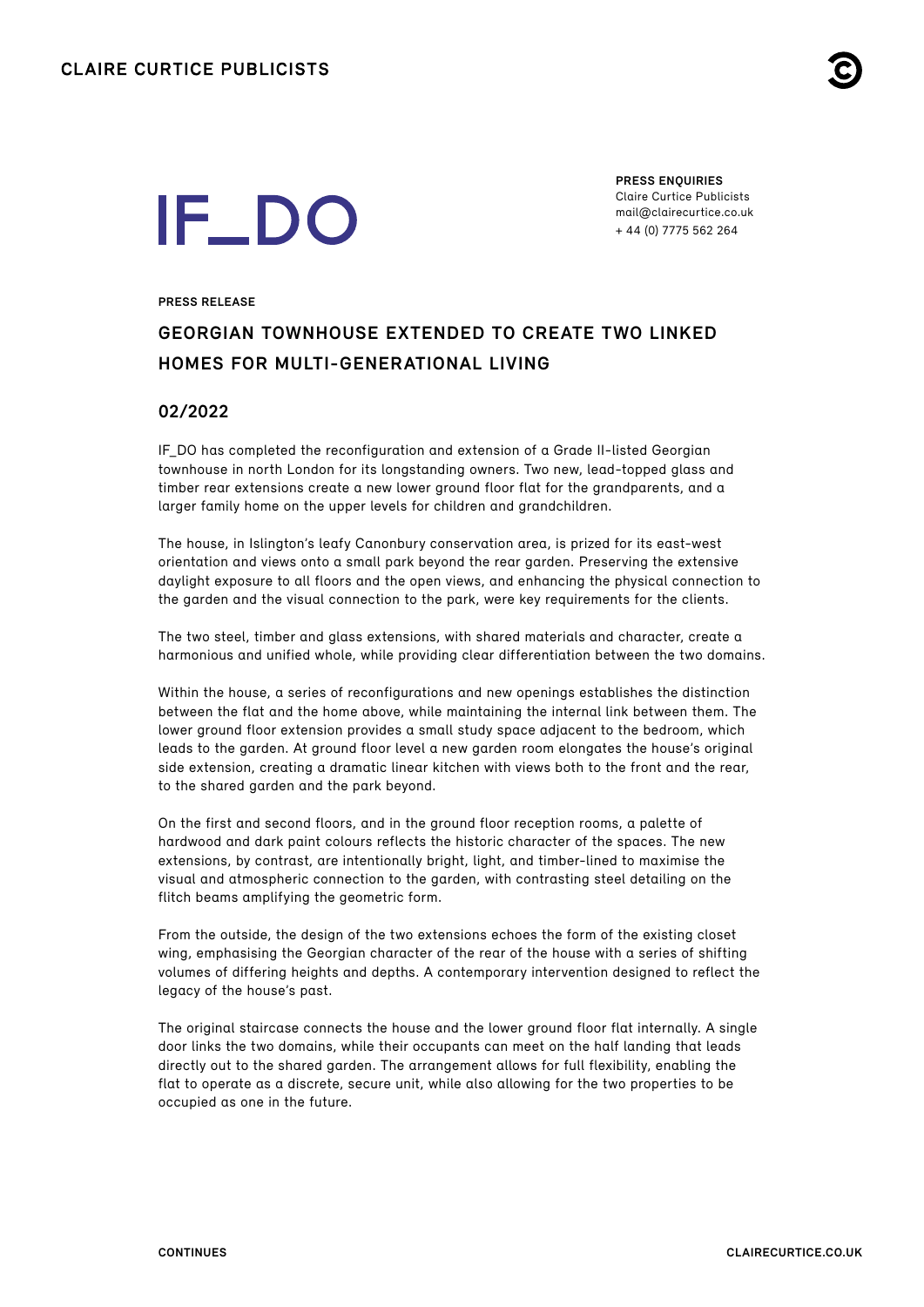IF_DO

**PRESS ENQUIRIES**
Claire Curtice Publicists
mail@clairecurtice.co.uk
+ 44 (0) 7775 562 264

**PRESS RELEASE**

# GEORGIAN TOWNHOUSE EXTENDED TO CREATE TWO LINKED HOMES FOR MULTI-GENERATIONAL LIVING

## 02/2022

IF_DO has completed the reconfiguration and extension of a Grade II-listed Georgian townhouse in north London for its longstanding owners. Two new, lead-topped glass and timber rear extensions create a new lower ground floor flat for the grandparents, and a larger family home on the upper levels for children and grandchildren.

The house, in Islington's leafy Canonbury conservation area, is prized for its east-west orientation and views onto a small park beyond the rear garden. Preserving the extensive daylight exposure to all floors and the open views, and enhancing the physical connection to the garden and the visual connection to the park, were key requirements for the clients.

The two steel, timber and glass extensions, with shared materials and character, create a harmonious and unified whole, while providing clear differentiation between the two domains.

Within the house, a series of reconfigurations and new openings establishes the distinction between the flat and the home above, while maintaining the internal link between them. The lower ground floor extension provides a small study space adjacent to the bedroom, which leads to the garden. At ground floor level a new garden room elongates the house's original side extension, creating a dramatic linear kitchen with views both to the front and the rear, to the shared garden and the park beyond.

On the first and second floors, and in the ground floor reception rooms, a palette of hardwood and dark paint colours reflects the historic character of the spaces. The new extensions, by contrast, are intentionally bright, light, and timber-lined to maximise the visual and atmospheric connection to the garden, with contrasting steel detailing on the flitch beams amplifying the geometric form.

From the outside, the design of the two extensions echoes the form of the existing closet wing, emphasising the Georgian character of the rear of the house with a series of shifting volumes of differing heights and depths. A contemporary intervention designed to reflect the legacy of the house's past.

The original staircase connects the house and the lower ground floor flat internally. A single door links the two domains, while their occupants can meet on the half landing that leads directly out to the shared garden. The arrangement allows for full flexibility, enabling the flat to operate as a discrete, secure unit, while also allowing for the two properties to be occupied as one in the future.

**CONTINUES**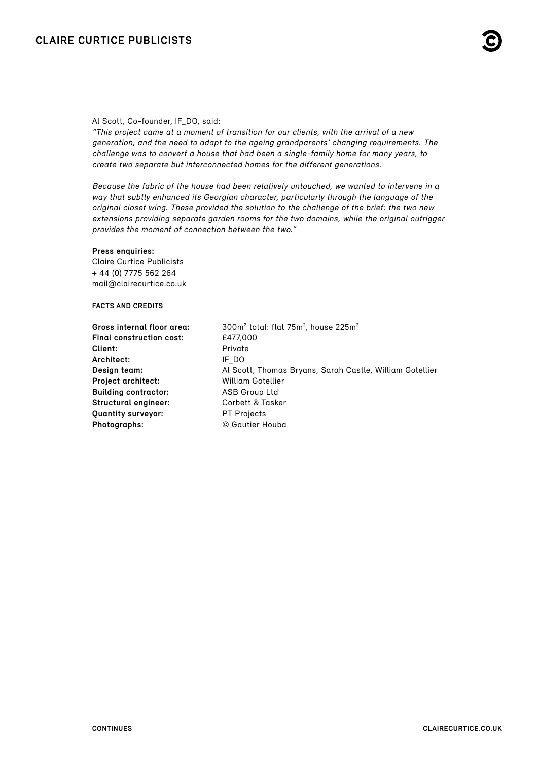Al Scott, Co-founder, IF_DO, said:
*"This project came at a moment of transition for our clients, with the arrival of a new generation, and the need to adapt to the ageing grandparents' changing requirements. The challenge was to convert a house that had been a single-family home for many years, to create two separate but interconnected homes for the different generations.*

*Because the fabric of the house had been relatively untouched, we wanted to intervene in a way that subtly enhanced its Georgian character, particularly through the language of the original closet wing. These provided the solution to the challenge of the brief: the two new extensions providing separate garden rooms for the two domains, while the original outrigger provides the moment of connection between the two."*

**Press enquiries:**
Claire Curtice Publicists
+ 44 (0) 7775 562 264
mail@clairecurtice.co.uk

**FACTS AND CREDITS**

| | |
|---|---|
| **Gross internal floor area:** | 300m$^2$ total: flat 75m$^2$, house 225m$^2$ |
| **Final construction cost:** | £477,000 |
| **Client:** | Private |
| **Architect:** | IF_DO |
| **Design team:** | Al Scott, Thomas Bryans, Sarah Castle, William Gotellier |
| **Project architect:** | William Gotellier |
| **Building contractor:** | ASB Group Ltd |
| **Structural engineer:** | Corbett & Tasker |
| **Quantity surveyor:** | PT Projects |
| **Photographs:** | © Gautier Houba |

**CONTINUES**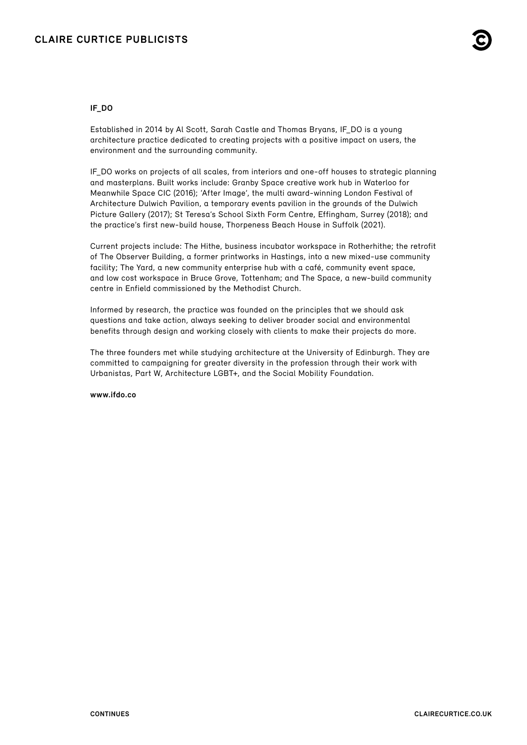**IF_DO**

Established in 2014 by Al Scott, Sarah Castle and Thomas Bryans, IF_DO is a young architecture practice dedicated to creating projects with a positive impact on users, the environment and the surrounding community.

IF_DO works on projects of all scales, from interiors and one-off houses to strategic planning and masterplans. Built works include: Granby Space creative work hub in Waterloo for Meanwhile Space CIC (2016); 'After Image', the multi award-winning London Festival of Architecture Dulwich Pavilion, a temporary events pavilion in the grounds of the Dulwich Picture Gallery (2017); St Teresa's School Sixth Form Centre, Effingham, Surrey (2018); and the practice's first new-build house, Thorpeness Beach House in Suffolk (2021).

Current projects include: The Hithe, business incubator workspace in Rotherhithe; the retrofit of The Observer Building, a former printworks in Hastings, into a new mixed-use community facility; The Yard, a new community enterprise hub with a café, community event space, and low cost workspace in Bruce Grove, Tottenham; and The Space, a new-build community centre in Enfield commissioned by the Methodist Church.

Informed by research, the practice was founded on the principles that we should ask questions and take action, always seeking to deliver broader social and environmental benefits through design and working closely with clients to make their projects do more.

The three founders met while studying architecture at the University of Edinburgh. They are committed to campaigning for greater diversity in the profession through their work with Urbanistas, Part W, Architecture LGBT+, and the Social Mobility Foundation.

**www.ifdo.co**

**CONTINUES**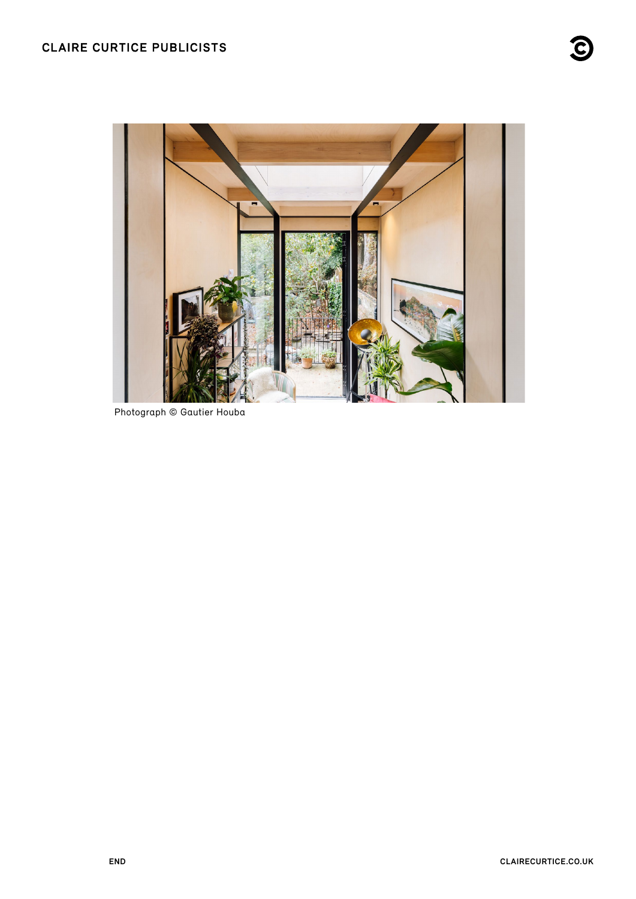Photograph © Gautier Houba

END